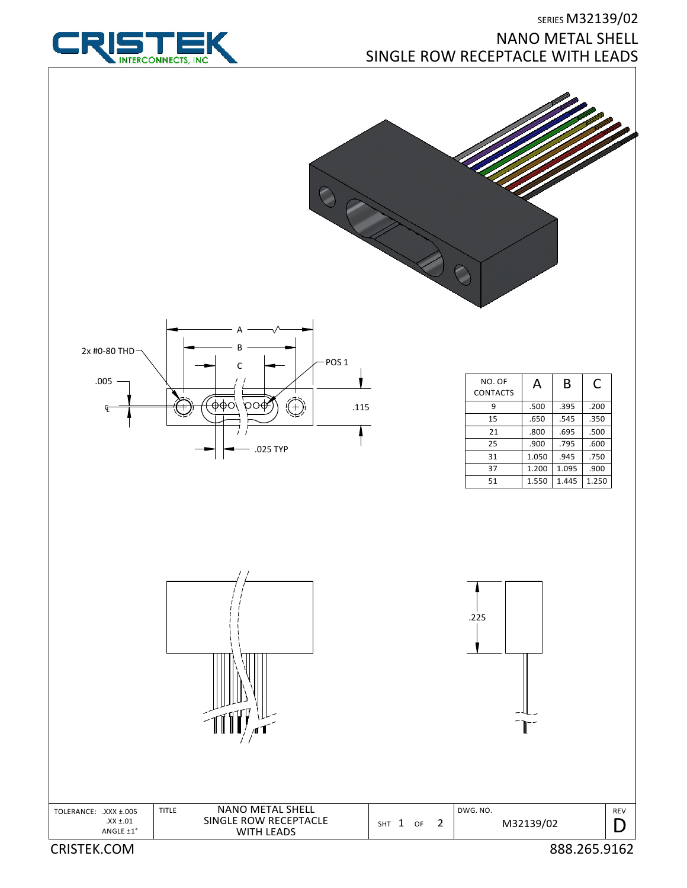# SERIES M32139/02

## NANO METAL SHELL SINGLE ROW RECEPTACLE WITH LEADS

CRISTEK INTERCONNECTS, INC

2x #0-80 THD

.005

A

B

C

POS 1

.115

.025 TYP

.225

| NO. OF CONTACTS | A | B | C |
|---|---|---|---|
| 9 | .500 | .395 | .200 |
| 15 | .650 | .545 | .350 |
| 21 | .800 | .695 | .500 |
| 25 | .900 | .795 | .600 |
| 31 | 1.050 | .945 | .750 |
| 37 | 1.200 | 1.095 | .900 |
| 51 | 1.550 | 1.445 | 1.250 |

| TOLERANCE: .XXX ±.005 .XX ±.01 ANGLE ±1° | TITLE: NANO METAL SHELL SINGLE ROW RECEPTACLE WITH LEADS | SHT 1 OF 2 | DWG. NO. M32139/02 | REV D |
|---|---|---|---|---|

CRISTEK.COM

888.265.9162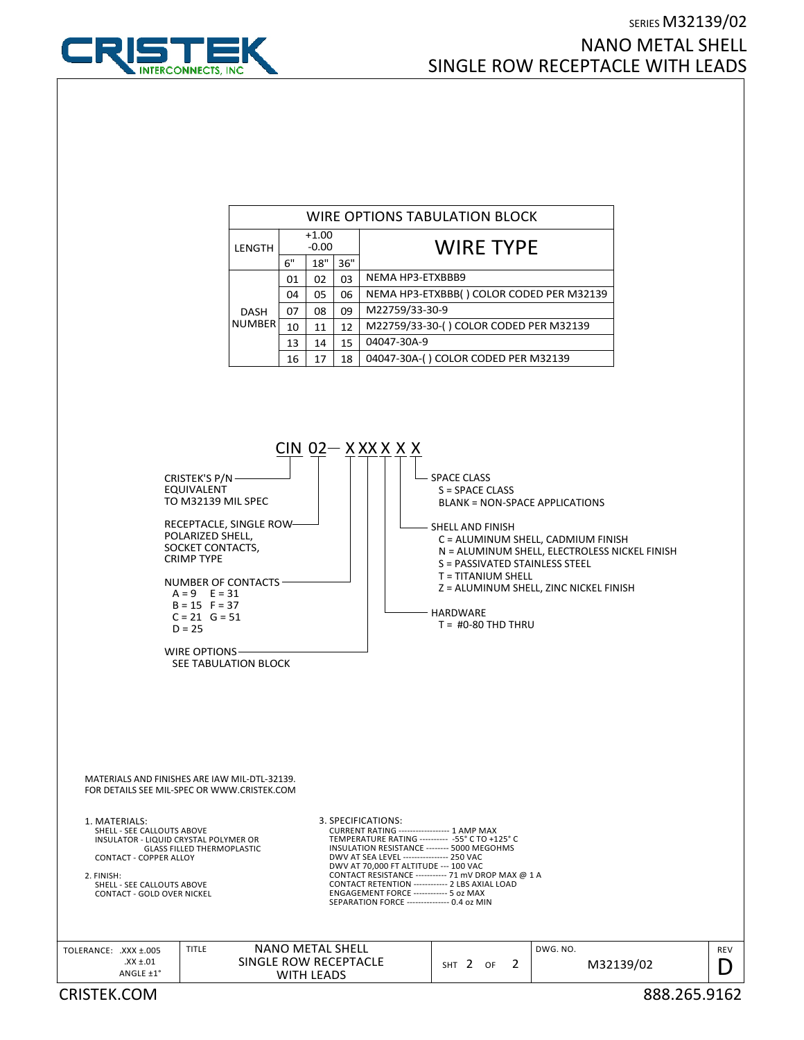# SERIES M32139/02
## NANO METAL SHELL SINGLE ROW RECEPTACLE WITH LEADS

| WIRE OPTIONS TABULATION BLOCK | | | | |
|---|---|---|---|---|
| LENGTH | +1.00 -0.00 | | | WIRE TYPE |
| | 6" | 18" | 36" | |
| DASH NUMBER | 01 | 02 | 03 | NEMA HP3-ETXBBB9 |
| | 04 | 05 | 06 | NEMA HP3-ETXBBB( ) COLOR CODED PER M32139 |
| | 07 | 08 | 09 | M22759/33-30-9 |
| | 10 | 11 | 12 | M22759/33-30-( ) COLOR CODED PER M32139 |
| | 13 | 14 | 15 | 04047-30A-9 |
| | 16 | 17 | 18 | 04047-30A-( ) COLOR CODED PER M32139 |

CIN 02— X XX X X X

- CIN: CRISTEK'S P/N EQUIVALENT TO M32139 MIL SPEC
- 02: RECEPTACLE, SINGLE ROW POLARIZED SHELL, SOCKET CONTACTS, CRIMP TYPE
- NUMBER OF CONTACTS
  - A = 9  E = 31
  - B = 15  F = 37
  - C = 21  G = 51
  - D = 25
- WIRE OPTIONS
  - SEE TABULATION BLOCK
- HARDWARE
  - T = #0-80 THD THRU
- SHELL AND FINISH
  - C = ALUMINUM SHELL, CADMIUM FINISH
  - N = ALUMINUM SHELL, ELECTROLESS NICKEL FINISH
  - S = PASSIVATED STAINLESS STEEL
  - T = TITANIUM SHELL
  - Z = ALUMINUM SHELL, ZINC NICKEL FINISH
- SPACE CLASS
  - S = SPACE CLASS
  - BLANK = NON-SPACE APPLICATIONS

MATERIALS AND FINISHES ARE IAW MIL-DTL-32139.
FOR DETAILS SEE MIL-SPEC OR WWW.CRISTEK.COM

1. MATERIALS:
   - SHELL - SEE CALLOUTS ABOVE
   - INSULATOR - LIQUID CRYSTAL POLYMER OR GLASS FILLED THERMOPLASTIC
   - CONTACT - COPPER ALLOY
2. FINISH:
   - SHELL - SEE CALLOUTS ABOVE
   - CONTACT - GOLD OVER NICKEL
3. SPECIFICATIONS:
   - CURRENT RATING ------------------ 1 AMP MAX
   - TEMPERATURE RATING ---------- -55° C TO +125° C
   - INSULATION RESISTANCE -------- 5000 MEGOHMS
   - DWV AT SEA LEVEL ---------------- 250 VAC
   - DWV AT 70,000 FT ALTITUDE --- 100 VAC
   - CONTACT RESISTANCE ----------- 71 mV DROP MAX @ 1 A
   - CONTACT RETENTION ------------ 2 LBS AXIAL LOAD
   - ENGAGEMENT FORCE ------------ 5 oz MAX
   - SEPARATION FORCE --------------- 0.4 oz MIN

| TOLERANCE: .XXX ±.005 .XX ±.01 ANGLE ±1° | TITLE: NANO METAL SHELL SINGLE ROW RECEPTACLE WITH LEADS | SHT 2 OF 2 | DWG. NO. M32139/02 | REV D |
|---|---|---|---|---|

CRISTEK.COM 888.265.9162